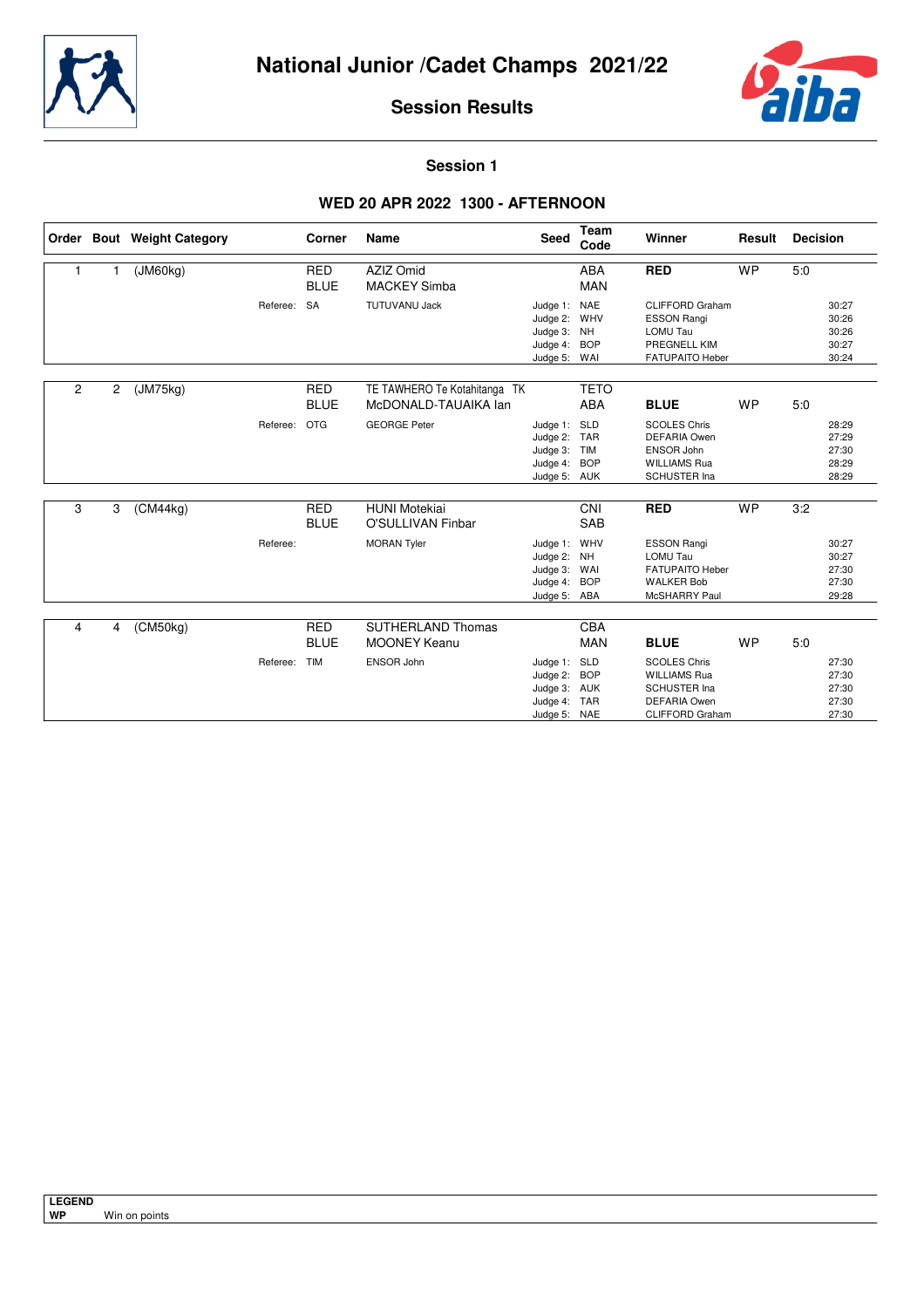# National Junior /Cadet Champs 2021/22

## Session Results

### Session 1

### WED 20 APR 2022 1300 - AFTERNOON

| Order | Bout | Weight Category | Corner | Name | Seed | Team Code | Winner | Result | Decision |
|---|---|---|---|---|---|---|---|---|---|
| 1 | 1 | (JM60kg) | RED | AZIZ Omid | | ABA | **RED** | WP | 5:0 |
| | | | BLUE | MACKEY Simba | | MAN | | | |
| | | Referee: | SA | TUTUVANU Jack | Judge 1: | NAE | CLIFFORD Graham | | 30:27 |
| | | | | | Judge 2: | WHV | ESSON Rangi | | 30:26 |
| | | | | | Judge 3: | NH | LOMU Tau | | 30:26 |
| | | | | | Judge 4: | BOP | PREGNELL KIM | | 30:27 |
| | | | | | Judge 5: | WAI | FATUPAITO Heber | | 30:24 |
| 2 | 2 | (JM75kg) | RED | TE TAWHERO Te Kotahitanga TK | | TETO | | | |
| | | | BLUE | McDONALD-TAUAIKA Ian | | ABA | **BLUE** | WP | 5:0 |
| | | Referee: | OTG | GEORGE Peter | Judge 1: | SLD | SCOLES Chris | | 28:29 |
| | | | | | Judge 2: | TAR | DEFARIA Owen | | 27:29 |
| | | | | | Judge 3: | TIM | ENSOR John | | 27:30 |
| | | | | | Judge 4: | BOP | WILLIAMS Rua | | 28:29 |
| | | | | | Judge 5: | AUK | SCHUSTER Ina | | 28:29 |
| 3 | 3 | (CM44kg) | RED | HUNI Motekiai | | CNI | **RED** | WP | 3:2 |
| | | | BLUE | O'SULLIVAN Finbar | | SAB | | | |
| | | Referee: | | MORAN Tyler | Judge 1: | WHV | ESSON Rangi | | 30:27 |
| | | | | | Judge 2: | NH | LOMU Tau | | 30:27 |
| | | | | | Judge 3: | WAI | FATUPAITO Heber | | 27:30 |
| | | | | | Judge 4: | BOP | WALKER Bob | | 27:30 |
| | | | | | Judge 5: | ABA | McSHARRY Paul | | 29:28 |
| 4 | 4 | (CM50kg) | RED | SUTHERLAND Thomas | | CBA | | | |
| | | | BLUE | MOONEY Keanu | | MAN | **BLUE** | WP | 5:0 |
| | | Referee: | TIM | ENSOR John | Judge 1: | SLD | SCOLES Chris | | 27:30 |
| | | | | | Judge 2: | BOP | WILLIAMS Rua | | 27:30 |
| | | | | | Judge 3: | AUK | SCHUSTER Ina | | 27:30 |
| | | | | | Judge 4: | TAR | DEFARIA Owen | | 27:30 |
| | | | | | Judge 5: | NAE | CLIFFORD Graham | | 27:30 |

**LEGEND**

**WP** Win on points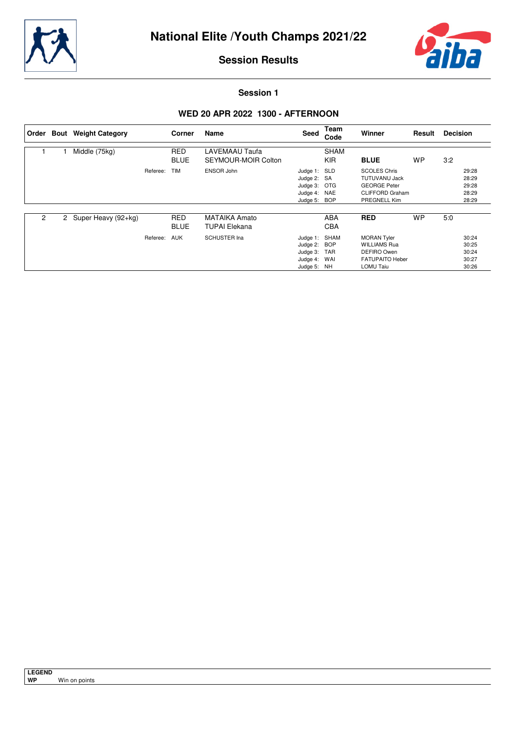# National Elite /Youth Champs 2021/22

## Session Results

### Session 1

### WED 20 APR 2022 1300 - AFTERNOON

| Order | Bout | Weight Category | Corner | Name | Seed | Team Code | Winner | Result | Decision |
|---|---|---|---|---|---|---|---|---|---|
| 1 | 1 | Middle (75kg) | RED | LAVEMAAU Taufa | | SHAM | | | |
| | | | BLUE | SEYMOUR-MOIR Colton | | KIR | **BLUE** | WP | 3:2 |
| | | Referee: | TIM | ENSOR John | Judge 1: | SLD | SCOLES Chris | | 29:28 |
| | | | | | Judge 2: | SA | TUTUVANU Jack | | 28:29 |
| | | | | | Judge 3: | OTG | GEORGE Peter | | 29:28 |
| | | | | | Judge 4: | NAE | CLIFFORD Graham | | 28:29 |
| | | | | | Judge 5: | BOP | PREGNELL Kim | | 28:29 |
| 2 | 2 | Super Heavy (92+kg) | RED | MATAIKA Amato | | ABA | **RED** | WP | 5:0 |
| | | | BLUE | TUPAI Elekana | | CBA | | | |
| | | Referee: | AUK | SCHUSTER Ina | Judge 1: | SHAM | MORAN Tyler | | 30:24 |
| | | | | | Judge 2: | BOP | WILLIAMS Rua | | 30:25 |
| | | | | | Judge 3: | TAR | DEFIRO Owen | | 30:24 |
| | | | | | Judge 4: | WAI | FATUPAITO Heber | | 30:27 |
| | | | | | Judge 5: | NH | LOMU Taiu | | 30:26 |

**LEGEND**
**WP** Win on points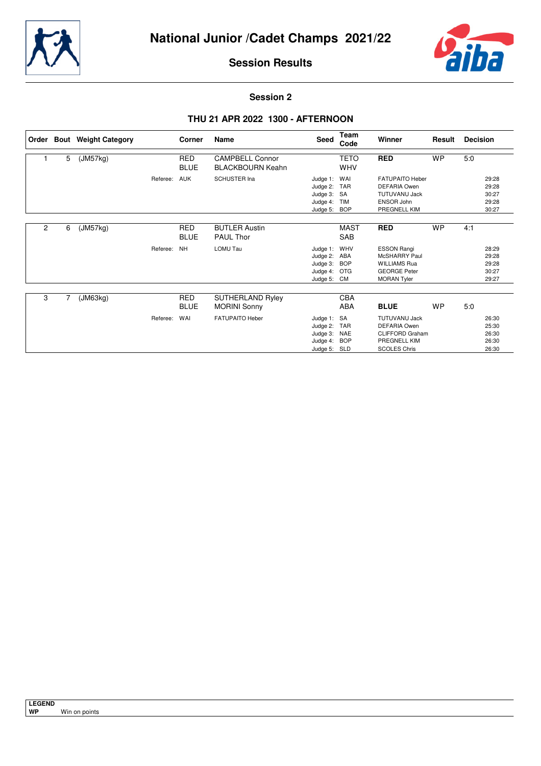# National Junior /Cadet Champs 2021/22

## Session Results

### Session 2

### THU 21 APR 2022 1300 - AFTERNOON

| Order | Bout | Weight Category | | Corner | Name | Seed | Team Code | Winner | Result | Decision |
|---|---|---|---|---|---|---|---|---|---|---|
| 1 | 5 | (JM57kg) | | RED | CAMPBELL Connor | | TETO | **RED** | WP | 5:0 |
| | | | | BLUE | BLACKBOURN Keahn | | WHV | | | |
| | | | Referee: | AUK | SCHUSTER Ina | Judge 1: | WAI | FATUPAITO Heber | | 29:28 |
| | | | | | | Judge 2: | TAR | DEFARIA Owen | | 29:28 |
| | | | | | | Judge 3: | SA | TUTUVANU Jack | | 30:27 |
| | | | | | | Judge 4: | TIM | ENSOR John | | 29:28 |
| | | | | | | Judge 5: | BOP | PREGNELL KIM | | 30:27 |
| 2 | 6 | (JM57kg) | | RED | BUTLER Austin | | MAST | **RED** | WP | 4:1 |
| | | | | BLUE | PAUL Thor | | SAB | | | |
| | | | Referee: | NH | LOMU Tau | Judge 1: | WHV | ESSON Rangi | | 28:29 |
| | | | | | | Judge 2: | ABA | McSHARRY Paul | | 29:28 |
| | | | | | | Judge 3: | BOP | WILLIAMS Rua | | 29:28 |
| | | | | | | Judge 4: | OTG | GEORGE Peter | | 30:27 |
| | | | | | | Judge 5: | CM | MORAN Tyler | | 29:27 |
| 3 | 7 | (JM63kg) | | RED | SUTHERLAND Ryley | | CBA | | | |
| | | | | BLUE | MORINI Sonny | | ABA | **BLUE** | WP | 5:0 |
| | | | Referee: | WAI | FATUPAITO Heber | Judge 1: | SA | TUTUVANU Jack | | 26:30 |
| | | | | | | Judge 2: | TAR | DEFARIA Owen | | 25:30 |
| | | | | | | Judge 3: | NAE | CLIFFORD Graham | | 26:30 |
| | | | | | | Judge 4: | BOP | PREGNELL KIM | | 26:30 |
| | | | | | | Judge 5: | SLD | SCOLES Chris | | 26:30 |

**LEGEND**

**WP** Win on points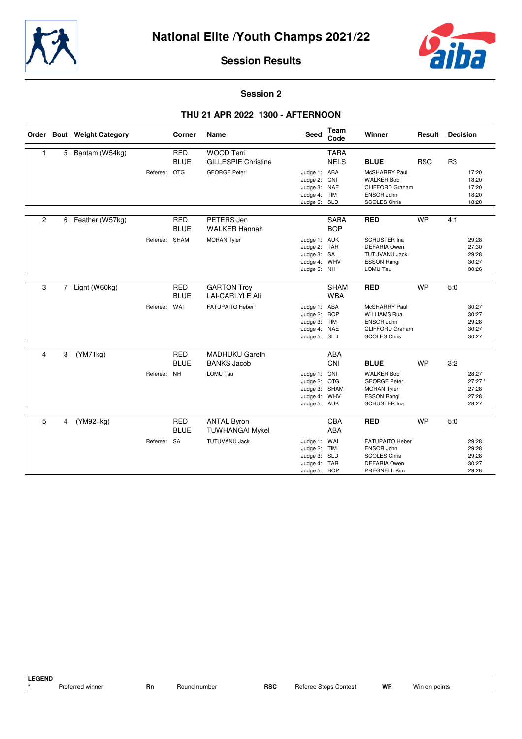# National Elite /Youth Champs 2021/22

## Session Results

### Session 2

### THU 21 APR 2022 1300 - AFTERNOON

| Order | Bout | Weight Category | Corner | Name | Seed | Team Code | Winner | Result | Decision |
|---|---|---|---|---|---|---|---|---|---|
| 1 | 5 | Bantam (W54kg) | RED | WOOD Terri | | TARA | | | |
| | | | BLUE | GILLESPIE Christine | | NELS | **BLUE** | RSC | R3 |
| | | Referee: | OTG | GEORGE Peter | Judge 1: | ABA | McSHARRY Paul | | 17:20 |
| | | | | | Judge 2: | CNI | WALKER Bob | | 18:20 |
| | | | | | Judge 3: | NAE | CLIFFORD Graham | | 17:20 |
| | | | | | Judge 4: | TIM | ENSOR John | | 18:20 |
| | | | | | Judge 5: | SLD | SCOLES Chris | | 18:20 |
| 2 | 6 | Feather (W57kg) | RED | PETERS Jen | | SABA | **RED** | WP | 4:1 |
| | | | BLUE | WALKER Hannah | | BOP | | | |
| | | Referee: | SHAM | MORAN Tyler | Judge 1: | AUK | SCHUSTER Ina | | 29:28 |
| | | | | | Judge 2: | TAR | DEFARIA Owen | | 27:30 |
| | | | | | Judge 3: | SA | TUTUVANU Jack | | 29:28 |
| | | | | | Judge 4: | WHV | ESSON Rangi | | 30:27 |
| | | | | | Judge 5: | NH | LOMU Tau | | 30:26 |
| 3 | 7 | Light (W60kg) | RED | GARTON Troy | | SHAM | **RED** | WP | 5:0 |
| | | | BLUE | LAI-CARLYLE Ali | | WBA | | | |
| | | Referee: | WAI | FATUPAITO Heber | Judge 1: | ABA | McSHARRY Paul | | 30:27 |
| | | | | | Judge 2: | BOP | WILLIAMS Rua | | 30:27 |
| | | | | | Judge 3: | TIM | ENSOR John | | 29:28 |
| | | | | | Judge 4: | NAE | CLIFFORD Graham | | 30:27 |
| | | | | | Judge 5: | SLD | SCOLES Chris | | 30:27 |
| 4 | 3 | (YM71kg) | RED | MADHUKU Gareth | | ABA | | | |
| | | | BLUE | BANKS Jacob | | CNI | **BLUE** | WP | 3:2 |
| | | Referee: | NH | LOMU Tau | Judge 1: | CNI | WALKER Bob | | 28:27 |
| | | | | | Judge 2: | OTG | GEORGE Peter | | 27:27 * |
| | | | | | Judge 3: | SHAM | MORAN Tyler | | 27:28 |
| | | | | | Judge 4: | WHV | ESSON Rangi | | 27:28 |
| | | | | | Judge 5: | AUK | SCHUSTER Ina | | 28:27 |
| 5 | 4 | (YM92+kg) | RED | ANTAL Byron | | CBA | **RED** | WP | 5:0 |
| | | | BLUE | TUWHANGAI Mykel | | ABA | | | |
| | | Referee: | SA | TUTUVANU Jack | Judge 1: | WAI | FATUPAITO Heber | | 29:28 |
| | | | | | Judge 2: | TIM | ENSOR John | | 29:28 |
| | | | | | Judge 3: | SLD | SCOLES Chris | | 29:28 |
| | | | | | Judge 4: | TAR | DEFARIA Owen | | 30:27 |
| | | | | | Judge 5: | BOP | PREGNELL Kim | | 29:28 |

**LEGEND**

| | | | |
|---|---|---|---|
| * Preferred winner | **Rn** Round number | **RSC** Referee Stops Contest | **WP** Win on points |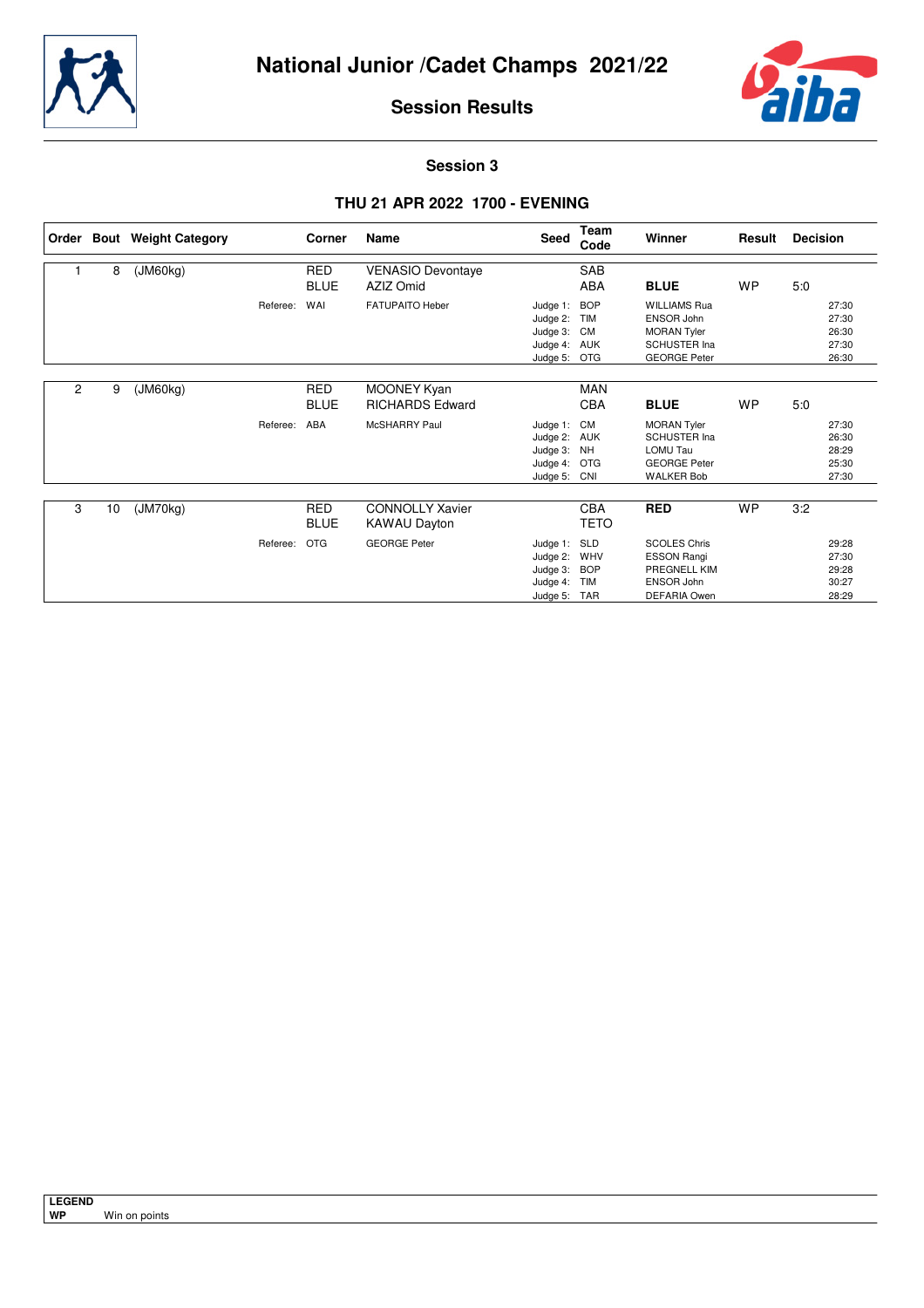# National Junior /Cadet Champs 2021/22

## Session Results

### Session 3

### THU 21 APR 2022 1700 - EVENING

| Order | Bout | Weight Category | Corner | Name | Seed | Team Code | Winner | Result | Decision |
|---|---|---|---|---|---|---|---|---|---|
| 1 | 8 | (JM60kg) | RED | VENASIO Devontaye | | SAB | | | |
| | | | BLUE | AZIZ Omid | | ABA | **BLUE** | WP | 5:0 |
| | | Referee: | WAI | FATUPAITO Heber | Judge 1: | BOP | WILLIAMS Rua | | 27:30 |
| | | | | | Judge 2: | TIM | ENSOR John | | 27:30 |
| | | | | | Judge 3: | CM | MORAN Tyler | | 26:30 |
| | | | | | Judge 4: | AUK | SCHUSTER Ina | | 27:30 |
| | | | | | Judge 5: | OTG | GEORGE Peter | | 26:30 |
| 2 | 9 | (JM60kg) | RED | MOONEY Kyan | | MAN | | | |
| | | | BLUE | RICHARDS Edward | | CBA | **BLUE** | WP | 5:0 |
| | | Referee: | ABA | McSHARRY Paul | Judge 1: | CM | MORAN Tyler | | 27:30 |
| | | | | | Judge 2: | AUK | SCHUSTER Ina | | 26:30 |
| | | | | | Judge 3: | NH | LOMU Tau | | 28:29 |
| | | | | | Judge 4: | OTG | GEORGE Peter | | 25:30 |
| | | | | | Judge 5: | CNI | WALKER Bob | | 27:30 |
| 3 | 10 | (JM70kg) | RED | CONNOLLY Xavier | | CBA | **RED** | WP | 3:2 |
| | | | BLUE | KAWAU Dayton | | TETO | | | |
| | | Referee: | OTG | GEORGE Peter | Judge 1: | SLD | SCOLES Chris | | 29:28 |
| | | | | | Judge 2: | WHV | ESSON Rangi | | 27:30 |
| | | | | | Judge 3: | BOP | PREGNELL KIM | | 29:28 |
| | | | | | Judge 4: | TIM | ENSOR John | | 30:27 |
| | | | | | Judge 5: | TAR | DEFARIA Owen | | 28:29 |

**LEGEND**

**WP** Win on points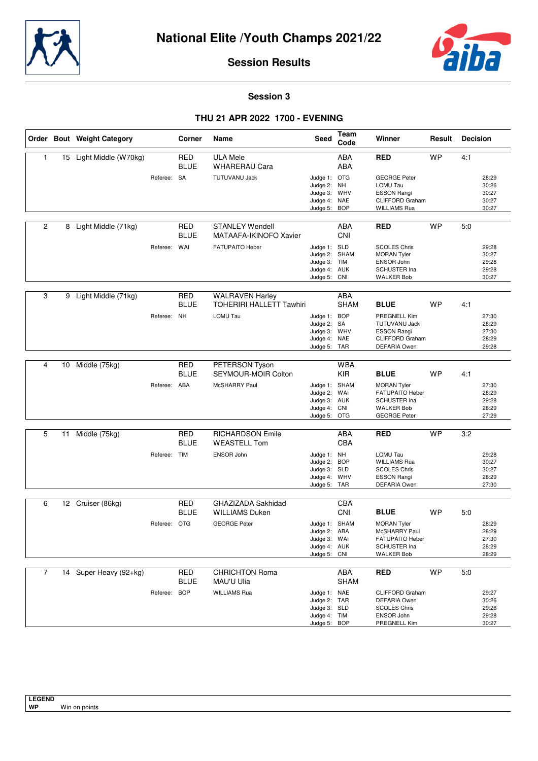# National Elite /Youth Champs 2021/22

## Session Results

### Session 3

### THU 21 APR 2022 1700 - EVENING

| Order | Bout | Weight Category | Corner | Name | Seed | Team Code | Winner | Result | Decision |
|---|---|---|---|---|---|---|---|---|---|
| 1 | 15 | Light Middle (W70kg) | RED | ULA Mele | | ABA | **RED** | WP | 4:1 |
| | | | BLUE | WHARERAU Cara | | ABA | | | |
| | | Referee: | SA | TUTUVANU Jack | Judge 1: | OTG | GEORGE Peter | | 28:29 |
| | | | | | Judge 2: | NH | LOMU Tau | | 30:26 |
| | | | | | Judge 3: | WHV | ESSON Rangi | | 30:27 |
| | | | | | Judge 4: | NAE | CLIFFORD Graham | | 30:27 |
| | | | | | Judge 5: | BOP | WILLIAMS Rua | | 30:27 |
| 2 | 8 | Light Middle (71kg) | RED | STANLEY Wendell | | ABA | **RED** | WP | 5:0 |
| | | | BLUE | MATAAFA-IKINOFO Xavier | | CNI | | | |
| | | Referee: | WAI | FATUPAITO Heber | Judge 1: | SLD | SCOLES Chris | | 29:28 |
| | | | | | Judge 2: | SHAM | MORAN Tyler | | 30:27 |
| | | | | | Judge 3: | TIM | ENSOR John | | 29:28 |
| | | | | | Judge 4: | AUK | SCHUSTER Ina | | 29:28 |
| | | | | | Judge 5: | CNI | WALKER Bob | | 30:27 |
| 3 | 9 | Light Middle (71kg) | RED | WALRAVEN Harley | | ABA | | | |
| | | | BLUE | TOHERIRI HALLETT Tawhiri | | SHAM | **BLUE** | WP | 4:1 |
| | | Referee: | NH | LOMU Tau | Judge 1: | BOP | PREGNELL Kim | | 27:30 |
| | | | | | Judge 2: | SA | TUTUVANU Jack | | 28:29 |
| | | | | | Judge 3: | WHV | ESSON Rangi | | 27:30 |
| | | | | | Judge 4: | NAE | CLIFFORD Graham | | 28:29 |
| | | | | | Judge 5: | TAR | DEFARIA Owen | | 29:28 |
| 4 | 10 | Middle (75kg) | RED | PETERSON Tyson | | WBA | | | |
| | | | BLUE | SEYMOUR-MOIR Colton | | KIR | **BLUE** | WP | 4:1 |
| | | Referee: | ABA | McSHARRY Paul | Judge 1: | SHAM | MORAN Tyler | | 27:30 |
| | | | | | Judge 2: | WAI | FATUPAITO Heber | | 28:29 |
| | | | | | Judge 3: | AUK | SCHUSTER Ina | | 29:28 |
| | | | | | Judge 4: | CNI | WALKER Bob | | 28:29 |
| | | | | | Judge 5: | OTG | GEORGE Peter | | 27:29 |
| 5 | 11 | Middle (75kg) | RED | RICHARDSON Emile | | ABA | **RED** | WP | 3:2 |
| | | | BLUE | WEASTELL Tom | | CBA | | | |
| | | Referee: | TIM | ENSOR John | Judge 1: | NH | LOMU Tau | | 29:28 |
| | | | | | Judge 2: | BOP | WILLIAMS Rua | | 30:27 |
| | | | | | Judge 3: | SLD | SCOLES Chris | | 30:27 |
| | | | | | Judge 4: | WHV | ESSON Rangi | | 28:29 |
| | | | | | Judge 5: | TAR | DEFARIA Owen | | 27:30 |
| 6 | 12 | Cruiser (86kg) | RED | GHAZIZADA Sakhidad | | CBA | | | |
| | | | BLUE | WILLIAMS Duken | | CNI | **BLUE** | WP | 5:0 |
| | | Referee: | OTG | GEORGE Peter | Judge 1: | SHAM | MORAN Tyler | | 28:29 |
| | | | | | Judge 2: | ABA | McSHARRY Paul | | 28:29 |
| | | | | | Judge 3: | WAI | FATUPAITO Heber | | 27:30 |
| | | | | | Judge 4: | AUK | SCHUSTER Ina | | 28:29 |
| | | | | | Judge 5: | CNI | WALKER Bob | | 28:29 |
| 7 | 14 | Super Heavy (92+kg) | RED | CHRICHTON Roma | | ABA | **RED** | WP | 5:0 |
| | | | BLUE | MAU'U Ulia | | SHAM | | | |
| | | Referee: | BOP | WILLIAMS Rua | Judge 1: | NAE | CLIFFORD Graham | | 29:27 |
| | | | | | Judge 2: | TAR | DEFARIA Owen | | 30:26 |
| | | | | | Judge 3: | SLD | SCOLES Chris | | 29:28 |
| | | | | | Judge 4: | TIM | ENSOR John | | 29:28 |
| | | | | | Judge 5: | BOP | PREGNELL Kim | | 30:27 |

**LEGEND**

**WP** Win on points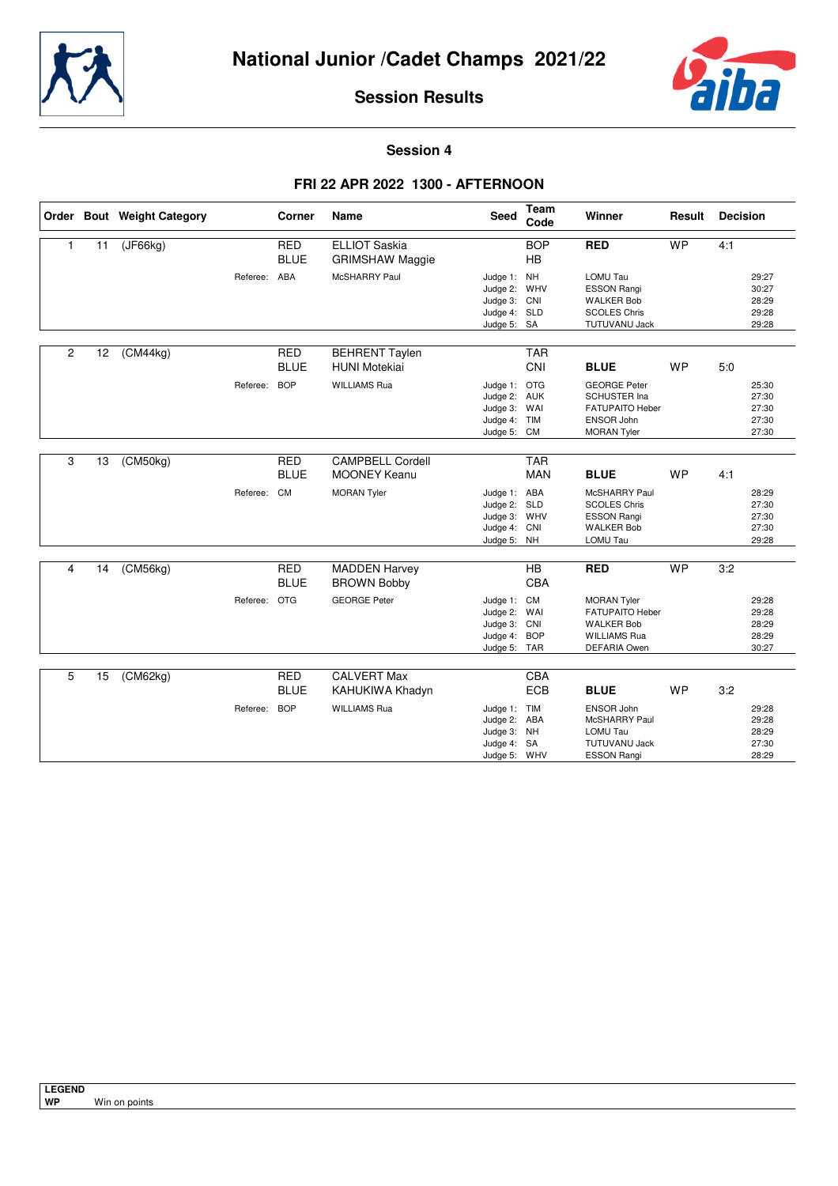# National Junior /Cadet Champs 2021/22

## Session Results

### Session 4

### FRI 22 APR 2022 1300 - AFTERNOON

| Order | Bout | Weight Category | Corner | Name | Seed | Team Code | Winner | Result | Decision |
|---|---|---|---|---|---|---|---|---|---|
| 1 | 11 | (JF66kg) | RED | ELLIOT Saskia | | BOP | **RED** | WP | 4:1 |
| | | | BLUE | GRIMSHAW Maggie | | HB | | | |
| | | Referee: | ABA | McSHARRY Paul | Judge 1: | NH | LOMU Tau | | 29:27 |
| | | | | | Judge 2: | WHV | ESSON Rangi | | 30:27 |
| | | | | | Judge 3: | CNI | WALKER Bob | | 28:29 |
| | | | | | Judge 4: | SLD | SCOLES Chris | | 29:28 |
| | | | | | Judge 5: | SA | TUTUVANU Jack | | 29:28 |
| 2 | 12 | (CM44kg) | RED | BEHRENT Taylen | | TAR | | | |
| | | | BLUE | HUNI Motekiai | | CNI | **BLUE** | WP | 5:0 |
| | | Referee: | BOP | WILLIAMS Rua | Judge 1: | OTG | GEORGE Peter | | 25:30 |
| | | | | | Judge 2: | AUK | SCHUSTER Ina | | 27:30 |
| | | | | | Judge 3: | WAI | FATUPAITO Heber | | 27:30 |
| | | | | | Judge 4: | TIM | ENSOR John | | 27:30 |
| | | | | | Judge 5: | CM | MORAN Tyler | | 27:30 |
| 3 | 13 | (CM50kg) | RED | CAMPBELL Cordell | | TAR | | | |
| | | | BLUE | MOONEY Keanu | | MAN | **BLUE** | WP | 4:1 |
| | | Referee: | CM | MORAN Tyler | Judge 1: | ABA | McSHARRY Paul | | 28:29 |
| | | | | | Judge 2: | SLD | SCOLES Chris | | 27:30 |
| | | | | | Judge 3: | WHV | ESSON Rangi | | 27:30 |
| | | | | | Judge 4: | CNI | WALKER Bob | | 27:30 |
| | | | | | Judge 5: | NH | LOMU Tau | | 29:28 |
| 4 | 14 | (CM56kg) | RED | MADDEN Harvey | | HB | **RED** | WP | 3:2 |
| | | | BLUE | BROWN Bobby | | CBA | | | |
| | | Referee: | OTG | GEORGE Peter | Judge 1: | CM | MORAN Tyler | | 29:28 |
| | | | | | Judge 2: | WAI | FATUPAITO Heber | | 29:28 |
| | | | | | Judge 3: | CNI | WALKER Bob | | 28:29 |
| | | | | | Judge 4: | BOP | WILLIAMS Rua | | 28:29 |
| | | | | | Judge 5: | TAR | DEFARIA Owen | | 30:27 |
| 5 | 15 | (CM62kg) | RED | CALVERT Max | | CBA | | | |
| | | | BLUE | KAHUKIWA Khadyn | | ECB | **BLUE** | WP | 3:2 |
| | | Referee: | BOP | WILLIAMS Rua | Judge 1: | TIM | ENSOR John | | 29:28 |
| | | | | | Judge 2: | ABA | McSHARRY Paul | | 29:28 |
| | | | | | Judge 3: | NH | LOMU Tau | | 28:29 |
| | | | | | Judge 4: | SA | TUTUVANU Jack | | 27:30 |
| | | | | | Judge 5: | WHV | ESSON Rangi | | 28:29 |

**LEGEND**

**WP** Win on points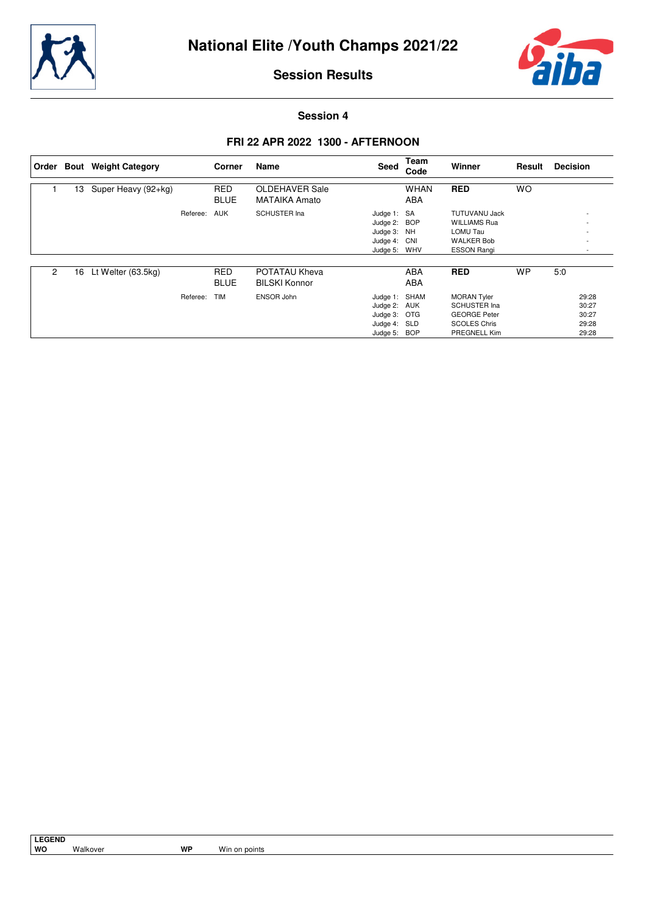# National Elite /Youth Champs 2021/22

## Session Results

### Session 4

### FRI 22 APR 2022 1300 - AFTERNOON

| Order | Bout | Weight Category | Corner | Name | Seed | Team Code | Winner | Result | Decision |
|---|---|---|---|---|---|---|---|---|---|
| 1 | 13 | Super Heavy (92+kg) | RED | OLDEHAVER Sale | | WHAN | **RED** | WO | |
| | | | BLUE | MATAIKA Amato | | ABA | | | |
| | | Referee: | AUK | SCHUSTER Ina | Judge 1: | SA | TUTUVANU Jack | | - |
| | | | | | Judge 2: | BOP | WILLIAMS Rua | | - |
| | | | | | Judge 3: | NH | LOMU Tau | | - |
| | | | | | Judge 4: | CNI | WALKER Bob | | - |
| | | | | | Judge 5: | WHV | ESSON Rangi | | - |
| 2 | 16 | Lt Welter (63.5kg) | RED | POTATAU Kheva | | ABA | **RED** | WP | 5:0 |
| | | | BLUE | BILSKI Konnor | | ABA | | | |
| | | Referee: | TIM | ENSOR John | Judge 1: | SHAM | MORAN Tyler | | 29:28 |
| | | | | | Judge 2: | AUK | SCHUSTER Ina | | 30:27 |
| | | | | | Judge 3: | OTG | GEORGE Peter | | 30:27 |
| | | | | | Judge 4: | SLD | SCOLES Chris | | 29:28 |
| | | | | | Judge 5: | BOP | PREGNELL Kim | | 29:28 |

**LEGEND**

| | | | |
|---|---|---|---|
| **WO** | Walkover | **WP** | Win on points |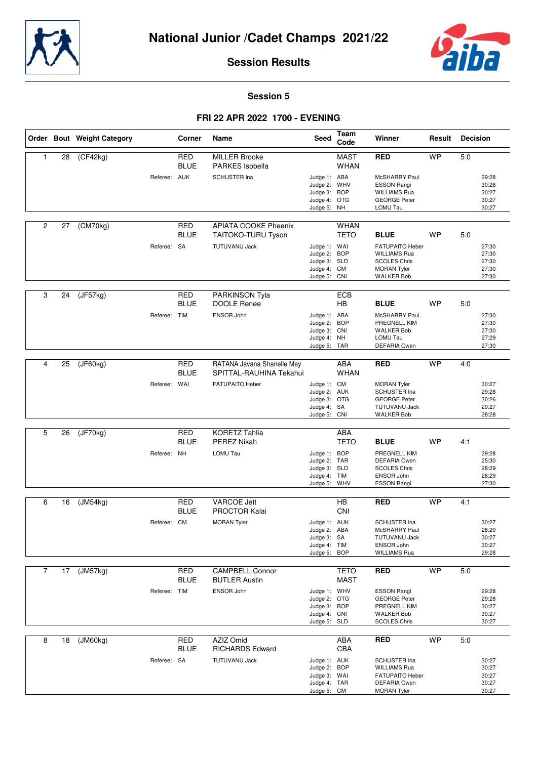# National Junior /Cadet Champs 2021/22

## Session Results

### Session 5

### FRI 22 APR 2022 1700 - EVENING

| Order | Bout | Weight Category | Corner | Name | Seed | Team Code | Winner | Result | Decision |
|---|---|---|---|---|---|---|---|---|---|
| 1 | 28 | (CF42kg) | RED | MILLER Brooke | | MAST | RED | WP | 5:0 |
| | | | BLUE | PARKES Isobella | | WHAN | | | |
| | | Referee: | AUK | SCHUSTER Ina | Judge 1: | ABA | McSHARRY Paul | | 29:28 |
| | | | | | Judge 2: | WHV | ESSON Rangi | | 30:26 |
| | | | | | Judge 3: | BOP | WILLIAMS Rua | | 30:27 |
| | | | | | Judge 4: | OTG | GEORGE Peter | | 30:27 |
| | | | | | Judge 5: | NH | LOMU Tau | | 30:27 |
| 2 | 27 | (CM70kg) | RED | APIATA COOKE Pheenix | | WHAN | | | |
| | | | BLUE | TAITOKO-TURU Tyson | | TETO | BLUE | WP | 5:0 |
| | | Referee: | SA | TUTUVANU Jack | Judge 1: | WAI | FATUPAITO Heber | | 27:30 |
| | | | | | Judge 2: | BOP | WILLIAMS Rua | | 27:30 |
| | | | | | Judge 3: | SLD | SCOLES Chris | | 27:30 |
| | | | | | Judge 4: | CM | MORAN Tyler | | 27:30 |
| | | | | | Judge 5: | CNI | WALKER Bob | | 27:30 |
| 3 | 24 | (JF57kg) | RED | PARKINSON Tyla | | ECB | | | |
| | | | BLUE | DOOLE Renee | | HB | BLUE | WP | 5:0 |
| | | Referee: | TIM | ENSOR John | Judge 1: | ABA | McSHARRY Paul | | 27:30 |
| | | | | | Judge 2: | BOP | PREGNELL KIM | | 27:30 |
| | | | | | Judge 3: | CNI | WALKER Bob | | 27:30 |
| | | | | | Judge 4: | NH | LOMU Tau | | 27:29 |
| | | | | | Judge 5: | TAR | DEFARIA Owen | | 27:30 |
| 4 | 25 | (JF60kg) | RED | RATANA Javana Shanelle May | | ABA | RED | WP | 4:0 |
| | | | BLUE | SPITTAL-RAUHINA Tekahui | | WHAN | | | |
| | | Referee: | WAI | FATUPAITO Heber | Judge 1: | CM | MORAN Tyler | | 30:27 |
| | | | | | Judge 2: | AUK | SCHUSTER Ina | | 29:28 |
| | | | | | Judge 3: | OTG | GEORGE Peter | | 30:26 |
| | | | | | Judge 4: | SA | TUTUVANU Jack | | 29:27 |
| | | | | | Judge 5: | CNI | WALKER Bob | | 28:28 |
| 5 | 26 | (JF70kg) | RED | KORETZ Tahlia | | ABA | | | |
| | | | BLUE | PEREZ Nikah | | TETO | BLUE | WP | 4:1 |
| | | Referee: | NH | LOMU Tau | Judge 1: | BOP | PREGNELL KIM | | 29:28 |
| | | | | | Judge 2: | TAR | DEFARIA Owen | | 25:30 |
| | | | | | Judge 3: | SLD | SCOLES Chris | | 28:29 |
| | | | | | Judge 4: | TIM | ENSOR John | | 28:29 |
| | | | | | Judge 5: | WHV | ESSON Rangi | | 27:30 |
| 6 | 16 | (JM54kg) | RED | VARCOE Jett | | HB | RED | WP | 4:1 |
| | | | BLUE | PROCTOR Kalai | | CNI | | | |
| | | Referee: | CM | MORAN Tyler | Judge 1: | AUK | SCHUSTER Ina | | 30:27 |
| | | | | | Judge 2: | ABA | McSHARRY Paul | | 28:29 |
| | | | | | Judge 3: | SA | TUTUVANU Jack | | 30:27 |
| | | | | | Judge 4: | TIM | ENSOR John | | 30:27 |
| | | | | | Judge 5: | BOP | WILLIAMS Rua | | 29:28 |
| 7 | 17 | (JM57kg) | RED | CAMPBELL Connor | | TETO | RED | WP | 5:0 |
| | | | BLUE | BUTLER Austin | | MAST | | | |
| | | Referee: | TIM | ENSOR John | Judge 1: | WHV | ESSON Rangi | | 29:28 |
| | | | | | Judge 2: | OTG | GEORGE Peter | | 29:28 |
| | | | | | Judge 3: | BOP | PREGNELL KIM | | 30:27 |
| | | | | | Judge 4: | CNI | WALKER Bob | | 30:27 |
| | | | | | Judge 5: | SLD | SCOLES Chris | | 30:27 |
| 8 | 18 | (JM60kg) | RED | AZIZ Omid | | ABA | RED | WP | 5:0 |
| | | | BLUE | RICHARDS Edward | | CBA | | | |
| | | Referee: | SA | TUTUVANU Jack | Judge 1: | AUK | SCHUSTER Ina | | 30:27 |
| | | | | | Judge 2: | BOP | WILLIAMS Rua | | 30:27 |
| | | | | | Judge 3: | WAI | FATUPAITO Heber | | 30:27 |
| | | | | | Judge 4: | TAR | DEFARIA Owen | | 30:27 |
| | | | | | Judge 5: | CM | MORAN Tyler | | 30:27 |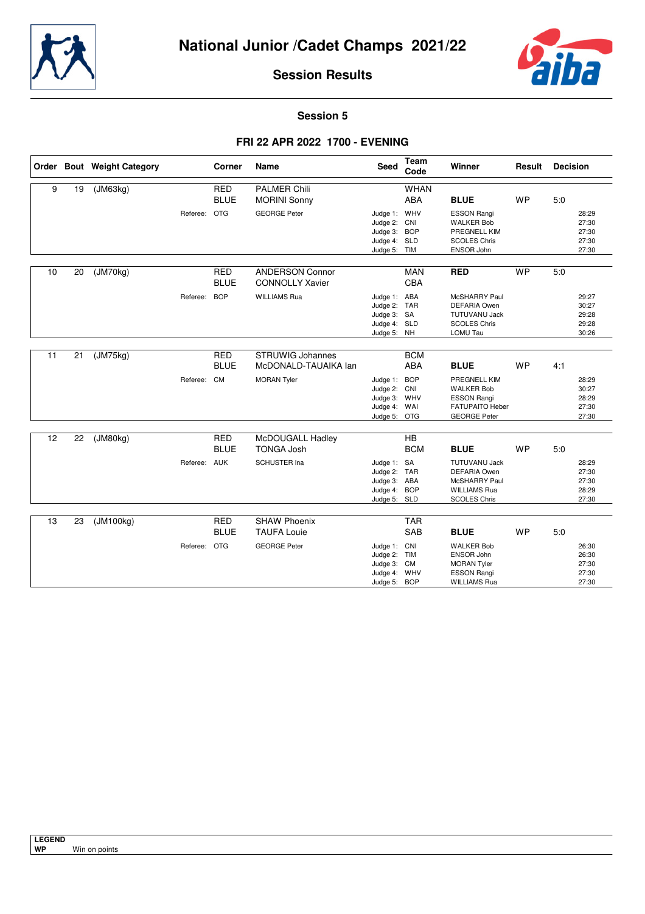# National Junior /Cadet Champs 2021/22

## Session Results

### Session 5

### FRI 22 APR 2022 1700 - EVENING

| Order | Bout | Weight Category | Corner | Name | Seed | Team Code | Winner | Result | Decision |
|---|---|---|---|---|---|---|---|---|---|
| 9 | 19 | (JM63kg) | RED | PALMER Chili | | WHAN | | | |
| | | | BLUE | MORINI Sonny | | ABA | **BLUE** | WP | 5:0 |
| | | Referee: | OTG | GEORGE Peter | Judge 1: | WHV | ESSON Rangi | | 28:29 |
| | | | | | Judge 2: | CNI | WALKER Bob | | 27:30 |
| | | | | | Judge 3: | BOP | PREGNELL KIM | | 27:30 |
| | | | | | Judge 4: | SLD | SCOLES Chris | | 27:30 |
| | | | | | Judge 5: | TIM | ENSOR John | | 27:30 |
| 10 | 20 | (JM70kg) | RED | ANDERSON Connor | | MAN | **RED** | WP | 5:0 |
| | | | BLUE | CONNOLLY Xavier | | CBA | | | |
| | | Referee: | BOP | WILLIAMS Rua | Judge 1: | ABA | McSHARRY Paul | | 29:27 |
| | | | | | Judge 2: | TAR | DEFARIA Owen | | 30:27 |
| | | | | | Judge 3: | SA | TUTUVANU Jack | | 29:28 |
| | | | | | Judge 4: | SLD | SCOLES Chris | | 29:28 |
| | | | | | Judge 5: | NH | LOMU Tau | | 30:26 |
| 11 | 21 | (JM75kg) | RED | STRUWIG Johannes | | BCM | | | |
| | | | BLUE | McDONALD-TAUAIKA Ian | | ABA | **BLUE** | WP | 4:1 |
| | | Referee: | CM | MORAN Tyler | Judge 1: | BOP | PREGNELL KIM | | 28:29 |
| | | | | | Judge 2: | CNI | WALKER Bob | | 30:27 |
| | | | | | Judge 3: | WHV | ESSON Rangi | | 28:29 |
| | | | | | Judge 4: | WAI | FATUPAITO Heber | | 27:30 |
| | | | | | Judge 5: | OTG | GEORGE Peter | | 27:30 |
| 12 | 22 | (JM80kg) | RED | McDOUGALL Hadley | | HB | | | |
| | | | BLUE | TONGA Josh | | BCM | **BLUE** | WP | 5:0 |
| | | Referee: | AUK | SCHUSTER Ina | Judge 1: | SA | TUTUVANU Jack | | 28:29 |
| | | | | | Judge 2: | TAR | DEFARIA Owen | | 27:30 |
| | | | | | Judge 3: | ABA | McSHARRY Paul | | 27:30 |
| | | | | | Judge 4: | BOP | WILLIAMS Rua | | 28:29 |
| | | | | | Judge 5: | SLD | SCOLES Chris | | 27:30 |
| 13 | 23 | (JM100kg) | RED | SHAW Phoenix | | TAR | | | |
| | | | BLUE | TAUFA Louie | | SAB | **BLUE** | WP | 5:0 |
| | | Referee: | OTG | GEORGE Peter | Judge 1: | CNI | WALKER Bob | | 26:30 |
| | | | | | Judge 2: | TIM | ENSOR John | | 26:30 |
| | | | | | Judge 3: | CM | MORAN Tyler | | 27:30 |
| | | | | | Judge 4: | WHV | ESSON Rangi | | 27:30 |
| | | | | | Judge 5: | BOP | WILLIAMS Rua | | 27:30 |

**LEGEND**

**WP** Win on points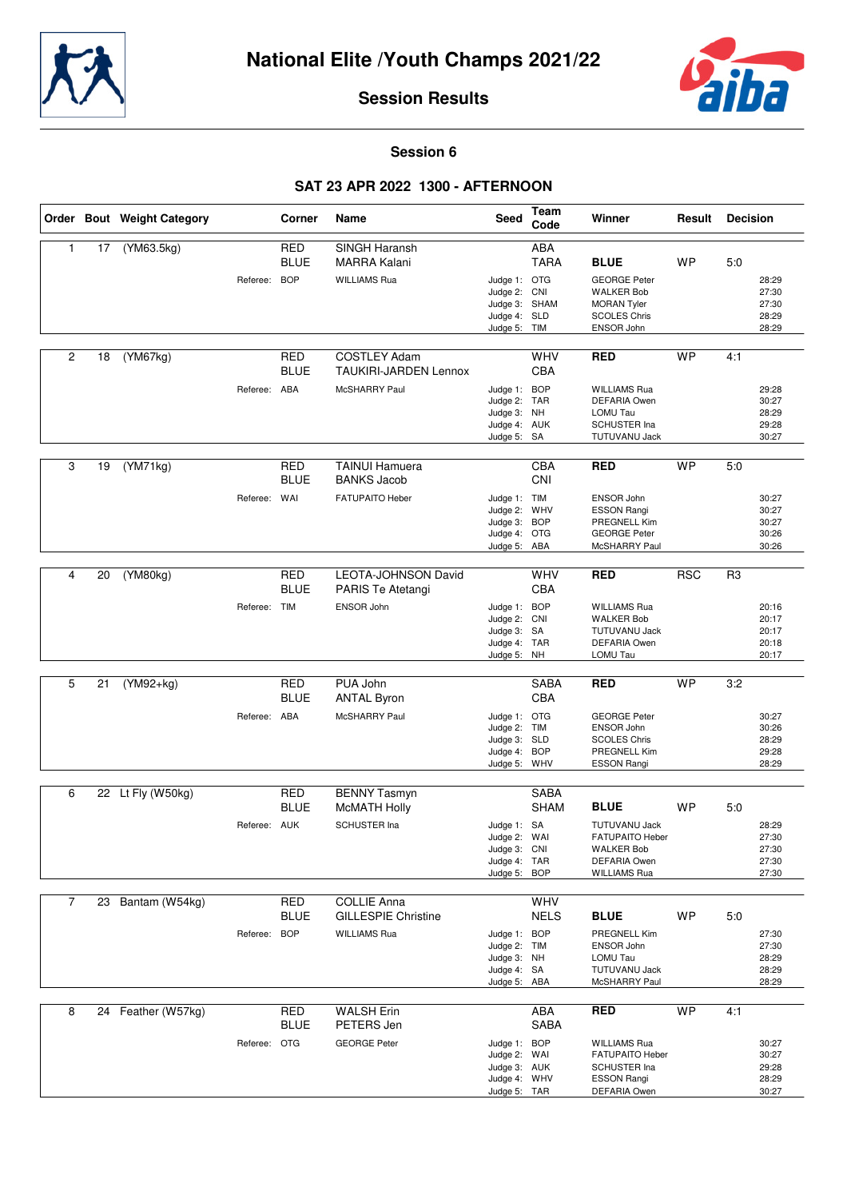# National Elite /Youth Champs 2021/22

## Session Results

### Session 6

### SAT 23 APR 2022 1300 - AFTERNOON

| Order | Bout | Weight Category | Corner | Name | Seed | Team Code | Winner | Result | Decision |
|---|---|---|---|---|---|---|---|---|---|
| 1 | 17 | (YM63.5kg) | RED | SINGH Haransh | | ABA | | | |
| | | | BLUE | MARRA Kalani | | TARA | **BLUE** | WP | 5:0 |
| | | Referee: | BOP | WILLIAMS Rua | Judge 1: | OTG | GEORGE Peter | | 28:29 |
| | | | | | Judge 2: | CNI | WALKER Bob | | 27:30 |
| | | | | | Judge 3: | SHAM | MORAN Tyler | | 27:30 |
| | | | | | Judge 4: | SLD | SCOLES Chris | | 28:29 |
| | | | | | Judge 5: | TIM | ENSOR John | | 28:29 |
| 2 | 18 | (YM67kg) | RED | COSTLEY Adam | | WHV | **RED** | WP | 4:1 |
| | | | BLUE | TAUKIRI-JARDEN Lennox | | CBA | | | |
| | | Referee: | ABA | McSHARRY Paul | Judge 1: | BOP | WILLIAMS Rua | | 29:28 |
| | | | | | Judge 2: | TAR | DEFARIA Owen | | 30:27 |
| | | | | | Judge 3: | NH | LOMU Tau | | 28:29 |
| | | | | | Judge 4: | AUK | SCHUSTER Ina | | 29:28 |
| | | | | | Judge 5: | SA | TUTUVANU Jack | | 30:27 |
| 3 | 19 | (YM71kg) | RED | TAINUI Hamuera | | CBA | **RED** | WP | 5:0 |
| | | | BLUE | BANKS Jacob | | CNI | | | |
| | | Referee: | WAI | FATUPAITO Heber | Judge 1: | TIM | ENSOR John | | 30:27 |
| | | | | | Judge 2: | WHV | ESSON Rangi | | 30:27 |
| | | | | | Judge 3: | BOP | PREGNELL Kim | | 30:27 |
| | | | | | Judge 4: | OTG | GEORGE Peter | | 30:26 |
| | | | | | Judge 5: | ABA | McSHARRY Paul | | 30:26 |
| 4 | 20 | (YM80kg) | RED | LEOTA-JOHNSON David | | WHV | **RED** | RSC | R3 |
| | | | BLUE | PARIS Te Atetangi | | CBA | | | |
| | | Referee: | TIM | ENSOR John | Judge 1: | BOP | WILLIAMS Rua | | 20:16 |
| | | | | | Judge 2: | CNI | WALKER Bob | | 20:17 |
| | | | | | Judge 3: | SA | TUTUVANU Jack | | 20:17 |
| | | | | | Judge 4: | TAR | DEFARIA Owen | | 20:18 |
| | | | | | Judge 5: | NH | LOMU Tau | | 20:17 |
| 5 | 21 | (YM92+kg) | RED | PUA John | | SABA | **RED** | WP | 3:2 |
| | | | BLUE | ANTAL Byron | | CBA | | | |
| | | Referee: | ABA | McSHARRY Paul | Judge 1: | OTG | GEORGE Peter | | 30:27 |
| | | | | | Judge 2: | TIM | ENSOR John | | 30:26 |
| | | | | | Judge 3: | SLD | SCOLES Chris | | 28:29 |
| | | | | | Judge 4: | BOP | PREGNELL Kim | | 29:28 |
| | | | | | Judge 5: | WHV | ESSON Rangi | | 28:29 |
| 6 | 22 | Lt Fly (W50kg) | RED | BENNY Tasmyn | | SABA | | | |
| | | | BLUE | McMATH Holly | | SHAM | **BLUE** | WP | 5:0 |
| | | Referee: | AUK | SCHUSTER Ina | Judge 1: | SA | TUTUVANU Jack | | 28:29 |
| | | | | | Judge 2: | WAI | FATUPAITO Heber | | 27:30 |
| | | | | | Judge 3: | CNI | WALKER Bob | | 27:30 |
| | | | | | Judge 4: | TAR | DEFARIA Owen | | 27:30 |
| | | | | | Judge 5: | BOP | WILLIAMS Rua | | 27:30 |
| 7 | 23 | Bantam (W54kg) | RED | COLLIE Anna | | WHV | | | |
| | | | BLUE | GILLESPIE Christine | | NELS | **BLUE** | WP | 5:0 |
| | | Referee: | BOP | WILLIAMS Rua | Judge 1: | BOP | PREGNELL Kim | | 27:30 |
| | | | | | Judge 2: | TIM | ENSOR John | | 27:30 |
| | | | | | Judge 3: | NH | LOMU Tau | | 28:29 |
| | | | | | Judge 4: | SA | TUTUVANU Jack | | 28:29 |
| | | | | | Judge 5: | ABA | McSHARRY Paul | | 28:29 |
| 8 | 24 | Feather (W57kg) | RED | WALSH Erin | | ABA | **RED** | WP | 4:1 |
| | | | BLUE | PETERS Jen | | SABA | | | |
| | | Referee: | OTG | GEORGE Peter | Judge 1: | BOP | WILLIAMS Rua | | 30:27 |
| | | | | | Judge 2: | WAI | FATUPAITO Heber | | 30:27 |
| | | | | | Judge 3: | AUK | SCHUSTER Ina | | 29:28 |
| | | | | | Judge 4: | WHV | ESSON Rangi | | 28:29 |
| | | | | | Judge 5: | TAR | DEFARIA Owen | | 30:27 |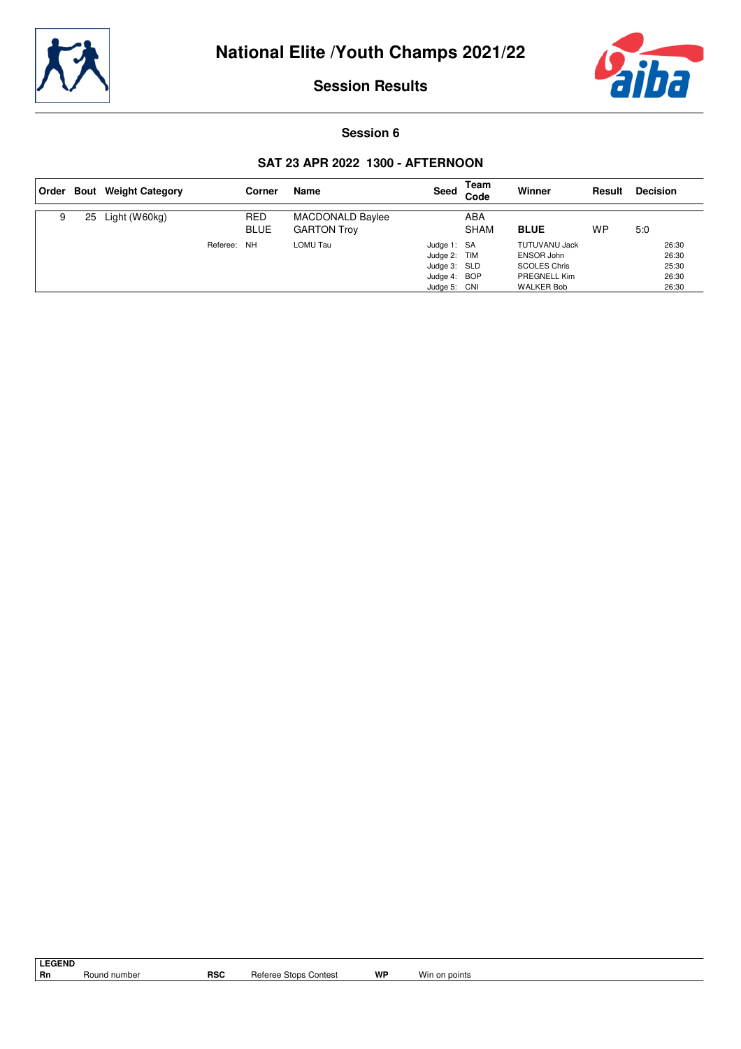# National Elite /Youth Champs 2021/22

## Session Results

### Session 6

### SAT 23 APR 2022 1300 - AFTERNOON

| Order | Bout | Weight Category | | Corner | Name | Seed | Team Code | Winner | Result | Decision |
|---|---|---|---|---|---|---|---|---|---|---|
| 9 | 25 | Light (W60kg) | | RED | MACDONALD Baylee | | ABA | | | |
| | | | | BLUE | GARTON Troy | | SHAM | **BLUE** | WP | 5:0 |
| | | | Referee: | NH | LOMU Tau | Judge 1: | SA | TUTUVANU Jack | | 26:30 |
| | | | | | | Judge 2: | TIM | ENSOR John | | 26:30 |
| | | | | | | Judge 3: | SLD | SCOLES Chris | | 25:30 |
| | | | | | | Judge 4: | BOP | PREGNELL Kim | | 26:30 |
| | | | | | | Judge 5: | CNI | WALKER Bob | | 26:30 |

**LEGEND**

| | | | | | |
|---|---|---|---|---|---|
| **Rn** | Round number | **RSC** | Referee Stops Contest | **WP** | Win on points |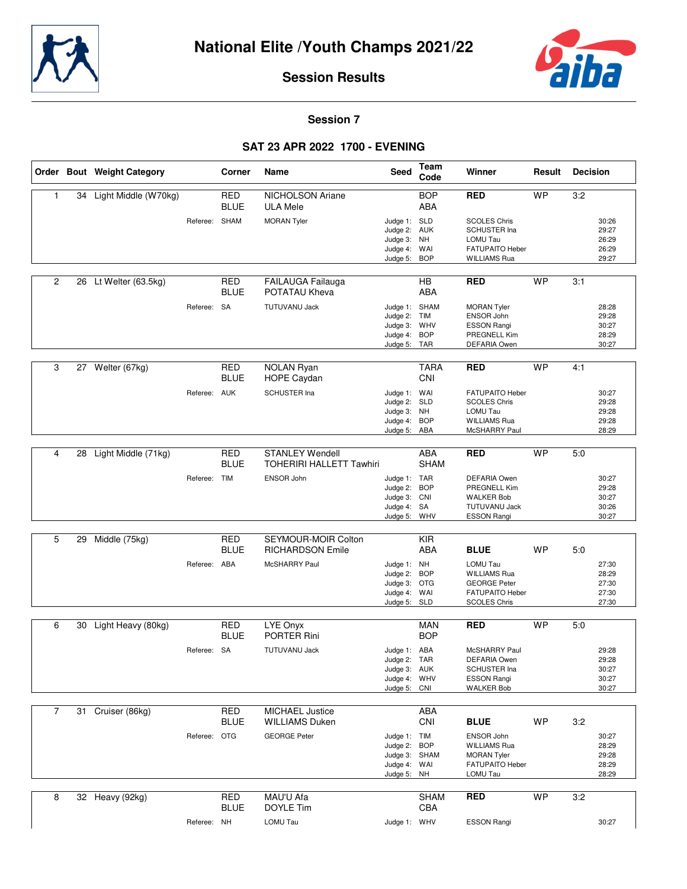# National Elite /Youth Champs 2021/22

## Session Results

### Session 7

### SAT 23 APR 2022 1700 - EVENING

| Order | Bout | Weight Category | Corner | Name | Seed | Team Code | Winner | Result | Decision |
|---|---|---|---|---|---|---|---|---|---|
| 1 | 34 | Light Middle (W70kg) | RED | NICHOLSON Ariane | | BOP | **RED** | WP | 3:2 |
| | | | BLUE | ULA Mele | | ABA | | | |
| | | Referee: | SHAM | MORAN Tyler | Judge 1: | SLD | SCOLES Chris | | 30:26 |
| | | | | | Judge 2: | AUK | SCHUSTER Ina | | 29:27 |
| | | | | | Judge 3: | NH | LOMU Tau | | 26:29 |
| | | | | | Judge 4: | WAI | FATUPAITO Heber | | 26:29 |
| | | | | | Judge 5: | BOP | WILLIAMS Rua | | 29:27 |
| 2 | 26 | Lt Welter (63.5kg) | RED | FAILAUGA Failauga | | HB | **RED** | WP | 3:1 |
| | | | BLUE | POTATAU Kheva | | ABA | | | |
| | | Referee: | SA | TUTUVANU Jack | Judge 1: | SHAM | MORAN Tyler | | 28:28 |
| | | | | | Judge 2: | TIM | ENSOR John | | 29:28 |
| | | | | | Judge 3: | WHV | ESSON Rangi | | 30:27 |
| | | | | | Judge 4: | BOP | PREGNELL Kim | | 28:29 |
| | | | | | Judge 5: | TAR | DEFARIA Owen | | 30:27 |
| 3 | 27 | Welter (67kg) | RED | NOLAN Ryan | | TARA | **RED** | WP | 4:1 |
| | | | BLUE | HOPE Caydan | | CNI | | | |
| | | Referee: | AUK | SCHUSTER Ina | Judge 1: | WAI | FATUPAITO Heber | | 30:27 |
| | | | | | Judge 2: | SLD | SCOLES Chris | | 29:28 |
| | | | | | Judge 3: | NH | LOMU Tau | | 29:28 |
| | | | | | Judge 4: | BOP | WILLIAMS Rua | | 29:28 |
| | | | | | Judge 5: | ABA | McSHARRY Paul | | 28:29 |
| 4 | 28 | Light Middle (71kg) | RED | STANLEY Wendell | | ABA | **RED** | WP | 5:0 |
| | | | BLUE | TOHERIRI HALLETT Tawhiri | | SHAM | | | |
| | | Referee: | TIM | ENSOR John | Judge 1: | TAR | DEFARIA Owen | | 30:27 |
| | | | | | Judge 2: | BOP | PREGNELL Kim | | 29:28 |
| | | | | | Judge 3: | CNI | WALKER Bob | | 30:27 |
| | | | | | Judge 4: | SA | TUTUVANU Jack | | 30:26 |
| | | | | | Judge 5: | WHV | ESSON Rangi | | 30:27 |
| 5 | 29 | Middle (75kg) | RED | SEYMOUR-MOIR Colton | | KIR | | | |
| | | | BLUE | RICHARDSON Emile | | ABA | **BLUE** | WP | 5:0 |
| | | Referee: | ABA | McSHARRY Paul | Judge 1: | NH | LOMU Tau | | 27:30 |
| | | | | | Judge 2: | BOP | WILLIAMS Rua | | 28:29 |
| | | | | | Judge 3: | OTG | GEORGE Peter | | 27:30 |
| | | | | | Judge 4: | WAI | FATUPAITO Heber | | 27:30 |
| | | | | | Judge 5: | SLD | SCOLES Chris | | 27:30 |
| 6 | 30 | Light Heavy (80kg) | RED | LYE Onyx | | MAN | **RED** | WP | 5:0 |
| | | | BLUE | PORTER Rini | | BOP | | | |
| | | Referee: | SA | TUTUVANU Jack | Judge 1: | ABA | McSHARRY Paul | | 29:28 |
| | | | | | Judge 2: | TAR | DEFARIA Owen | | 29:28 |
| | | | | | Judge 3: | AUK | SCHUSTER Ina | | 30:27 |
| | | | | | Judge 4: | WHV | ESSON Rangi | | 30:27 |
| | | | | | Judge 5: | CNI | WALKER Bob | | 30:27 |
| 7 | 31 | Cruiser (86kg) | RED | MICHAEL Justice | | ABA | | | |
| | | | BLUE | WILLIAMS Duken | | CNI | **BLUE** | WP | 3:2 |
| | | Referee: | OTG | GEORGE Peter | Judge 1: | TIM | ENSOR John | | 30:27 |
| | | | | | Judge 2: | BOP | WILLIAMS Rua | | 28:29 |
| | | | | | Judge 3: | SHAM | MORAN Tyler | | 29:28 |
| | | | | | Judge 4: | WAI | FATUPAITO Heber | | 28:29 |
| | | | | | Judge 5: | NH | LOMU Tau | | 28:29 |
| 8 | 32 | Heavy (92kg) | RED | MAU'U Afa | | SHAM | **RED** | WP | 3:2 |
| | | | BLUE | DOYLE Tim | | CBA | | | |
| | | Referee: | NH | LOMU Tau | Judge 1: | WHV | ESSON Rangi | | 30:27 |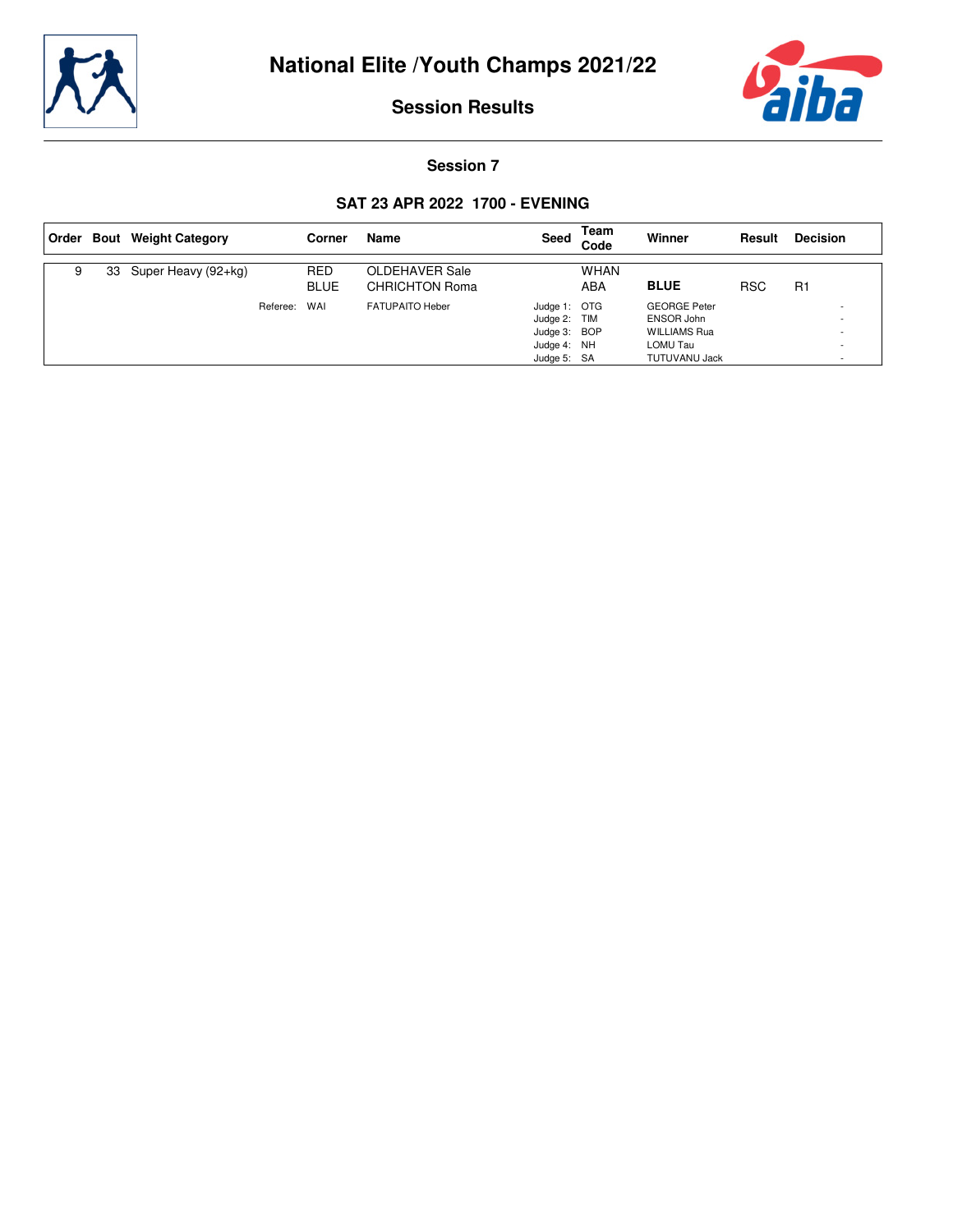# National Elite /Youth Champs 2021/22

## Session Results

### Session 7

### SAT 23 APR 2022 1700 - EVENING

| Order | Bout | Weight Category | Corner | Name | Seed | Team Code | Winner | Result | Decision |
|---|---|---|---|---|---|---|---|---|---|
| 9 | 33 | Super Heavy (92+kg) | RED | OLDEHAVER Sale | | WHAN | | | |
| | | | BLUE | CHRICHTON Roma | | ABA | **BLUE** | RSC | R1 |
| | | Referee: | WAI | FATUPAITO Heber | Judge 1: | OTG | GEORGE Peter | | - |
| | | | | | Judge 2: | TIM | ENSOR John | | - |
| | | | | | Judge 3: | BOP | WILLIAMS Rua | | - |
| | | | | | Judge 4: | NH | LOMU Tau | | - |
| | | | | | Judge 5: | SA | TUTUVANU Jack | | - |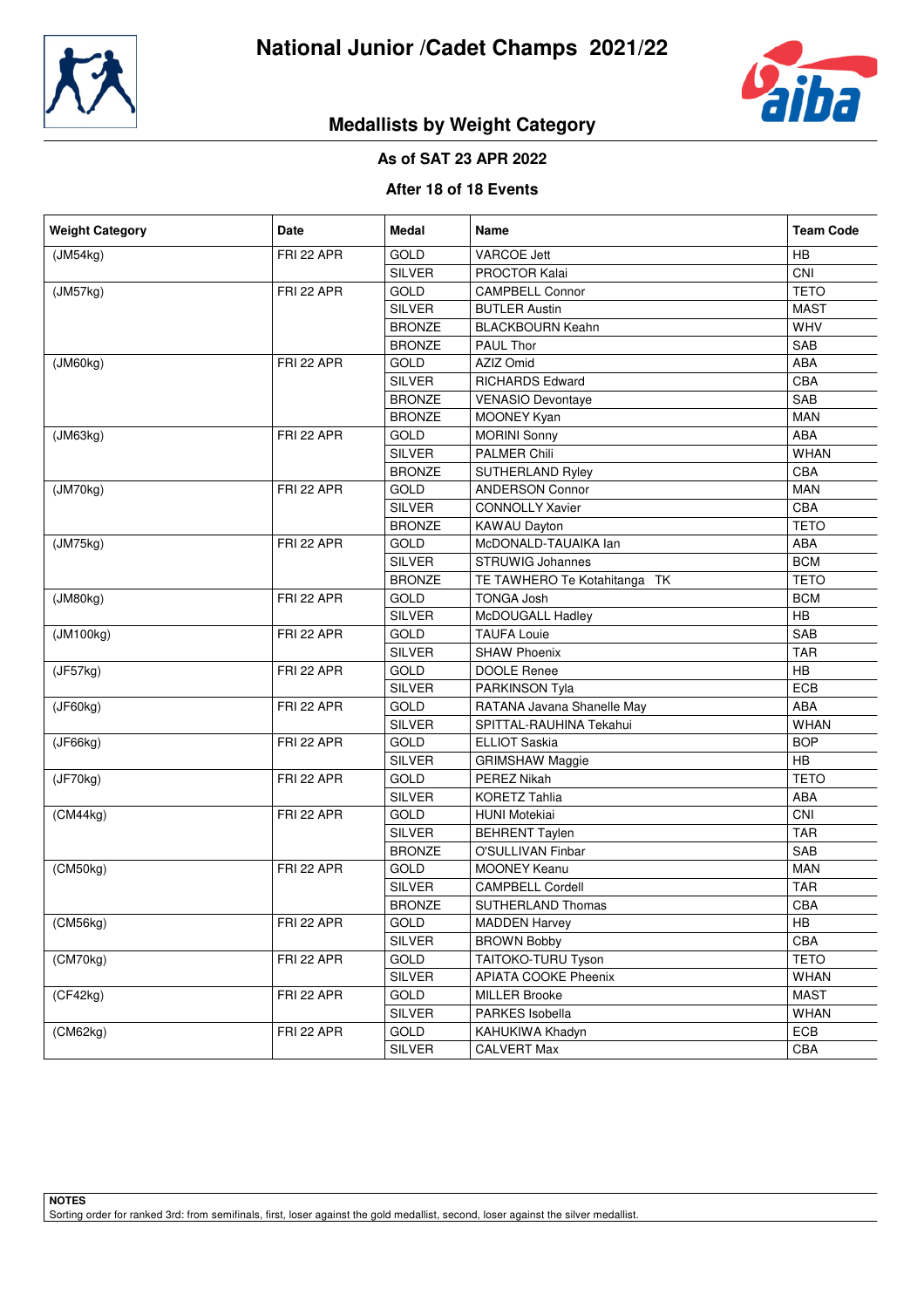# National Junior /Cadet Champs 2021/22

## Medallists by Weight Category

**As of SAT 23 APR 2022**

**After 18 of 18 Events**

| Weight Category | Date | Medal | Name | Team Code |
|---|---|---|---|---|
| (JM54kg) | FRI 22 APR | GOLD | VARCOE Jett | HB |
| | | SILVER | PROCTOR Kalai | CNI |
| (JM57kg) | FRI 22 APR | GOLD | CAMPBELL Connor | TETO |
| | | SILVER | BUTLER Austin | MAST |
| | | BRONZE | BLACKBOURN Keahn | WHV |
| | | BRONZE | PAUL Thor | SAB |
| (JM60kg) | FRI 22 APR | GOLD | AZIZ Omid | ABA |
| | | SILVER | RICHARDS Edward | CBA |
| | | BRONZE | VENASIO Devontaye | SAB |
| | | BRONZE | MOONEY Kyan | MAN |
| (JM63kg) | FRI 22 APR | GOLD | MORINI Sonny | ABA |
| | | SILVER | PALMER Chili | WHAN |
| | | BRONZE | SUTHERLAND Ryley | CBA |
| (JM70kg) | FRI 22 APR | GOLD | ANDERSON Connor | MAN |
| | | SILVER | CONNOLLY Xavier | CBA |
| | | BRONZE | KAWAU Dayton | TETO |
| (JM75kg) | FRI 22 APR | GOLD | McDONALD-TAUAIKA Ian | ABA |
| | | SILVER | STRUWIG Johannes | BCM |
| | | BRONZE | TE TAWHERO Te Kotahitanga TK | TETO |
| (JM80kg) | FRI 22 APR | GOLD | TONGA Josh | BCM |
| | | SILVER | McDOUGALL Hadley | HB |
| (JM100kg) | FRI 22 APR | GOLD | TAUFA Louie | SAB |
| | | SILVER | SHAW Phoenix | TAR |
| (JF57kg) | FRI 22 APR | GOLD | DOOLE Renee | HB |
| | | SILVER | PARKINSON Tyla | ECB |
| (JF60kg) | FRI 22 APR | GOLD | RATANA Javana Shanelle May | ABA |
| | | SILVER | SPITTAL-RAUHINA Tekahui | WHAN |
| (JF66kg) | FRI 22 APR | GOLD | ELLIOT Saskia | BOP |
| | | SILVER | GRIMSHAW Maggie | HB |
| (JF70kg) | FRI 22 APR | GOLD | PEREZ Nikah | TETO |
| | | SILVER | KORETZ Tahlia | ABA |
| (CM44kg) | FRI 22 APR | GOLD | HUNI Motekiai | CNI |
| | | SILVER | BEHRENT Taylen | TAR |
| | | BRONZE | O'SULLIVAN Finbar | SAB |
| (CM50kg) | FRI 22 APR | GOLD | MOONEY Keanu | MAN |
| | | SILVER | CAMPBELL Cordell | TAR |
| | | BRONZE | SUTHERLAND Thomas | CBA |
| (CM56kg) | FRI 22 APR | GOLD | MADDEN Harvey | HB |
| | | SILVER | BROWN Bobby | CBA |
| (CM70kg) | FRI 22 APR | GOLD | TAITOKO-TURU Tyson | TETO |
| | | SILVER | APIATA COOKE Pheenix | WHAN |
| (CF42kg) | FRI 22 APR | GOLD | MILLER Brooke | MAST |
| | | SILVER | PARKES Isobella | WHAN |
| (CM62kg) | FRI 22 APR | GOLD | KAHUKIWA Khadyn | ECB |
| | | SILVER | CALVERT Max | CBA |

**NOTES**

Sorting order for ranked 3rd: from semifinals, first, loser against the gold medallist, second, loser against the silver medallist.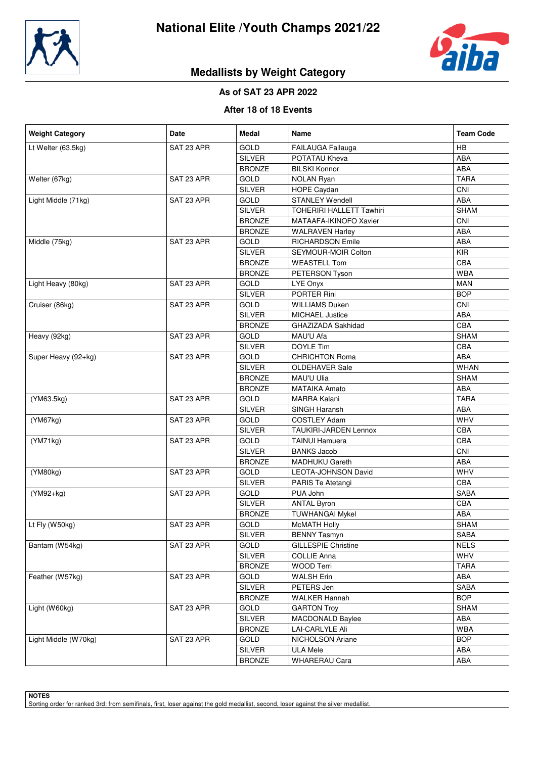# National Elite /Youth Champs 2021/22

## Medallists by Weight Category

### As of SAT 23 APR 2022

### After 18 of 18 Events

| Weight Category | Date | Medal | Name | Team Code |
|---|---|---|---|---|
| Lt Welter (63.5kg) | SAT 23 APR | GOLD | FAILAUGA Failauga | HB |
| | | SILVER | POTATAU Kheva | ABA |
| | | BRONZE | BILSKI Konnor | ABA |
| Welter (67kg) | SAT 23 APR | GOLD | NOLAN Ryan | TARA |
| | | SILVER | HOPE Caydan | CNI |
| Light Middle (71kg) | SAT 23 APR | GOLD | STANLEY Wendell | ABA |
| | | SILVER | TOHERIRI HALLETT Tawhiri | SHAM |
| | | BRONZE | MATAAFA-IKINOFO Xavier | CNI |
| | | BRONZE | WALRAVEN Harley | ABA |
| Middle (75kg) | SAT 23 APR | GOLD | RICHARDSON Emile | ABA |
| | | SILVER | SEYMOUR-MOIR Colton | KIR |
| | | BRONZE | WEASTELL Tom | CBA |
| | | BRONZE | PETERSON Tyson | WBA |
| Light Heavy (80kg) | SAT 23 APR | GOLD | LYE Onyx | MAN |
| | | SILVER | PORTER Rini | BOP |
| Cruiser (86kg) | SAT 23 APR | GOLD | WILLIAMS Duken | CNI |
| | | SILVER | MICHAEL Justice | ABA |
| | | BRONZE | GHAZIZADA Sakhidad | CBA |
| Heavy (92kg) | SAT 23 APR | GOLD | MAU'U Afa | SHAM |
| | | SILVER | DOYLE Tim | CBA |
| Super Heavy (92+kg) | SAT 23 APR | GOLD | CHRICHTON Roma | ABA |
| | | SILVER | OLDEHAVER Sale | WHAN |
| | | BRONZE | MAU'U Ulia | SHAM |
| | | BRONZE | MATAIKA Amato | ABA |
| (YM63.5kg) | SAT 23 APR | GOLD | MARRA Kalani | TARA |
| | | SILVER | SINGH Haransh | ABA |
| (YM67kg) | SAT 23 APR | GOLD | COSTLEY Adam | WHV |
| | | SILVER | TAUKIRI-JARDEN Lennox | CBA |
| (YM71kg) | SAT 23 APR | GOLD | TAINUI Hamuera | CBA |
| | | SILVER | BANKS Jacob | CNI |
| | | BRONZE | MADHUKU Gareth | ABA |
| (YM80kg) | SAT 23 APR | GOLD | LEOTA-JOHNSON David | WHV |
| | | SILVER | PARIS Te Atetangi | CBA |
| (YM92+kg) | SAT 23 APR | GOLD | PUA John | SABA |
| | | SILVER | ANTAL Byron | CBA |
| | | BRONZE | TUWHANGAI Mykel | ABA |
| Lt Fly (W50kg) | SAT 23 APR | GOLD | McMATH Holly | SHAM |
| | | SILVER | BENNY Tasmyn | SABA |
| Bantam (W54kg) | SAT 23 APR | GOLD | GILLESPIE Christine | NELS |
| | | SILVER | COLLIE Anna | WHV |
| | | BRONZE | WOOD Terri | TARA |
| Feather (W57kg) | SAT 23 APR | GOLD | WALSH Erin | ABA |
| | | SILVER | PETERS Jen | SABA |
| | | BRONZE | WALKER Hannah | BOP |
| Light (W60kg) | SAT 23 APR | GOLD | GARTON Troy | SHAM |
| | | SILVER | MACDONALD Baylee | ABA |
| | | BRONZE | LAI-CARLYLE Ali | WBA |
| Light Middle (W70kg) | SAT 23 APR | GOLD | NICHOLSON Ariane | BOP |
| | | SILVER | ULA Mele | ABA |
| | | BRONZE | WHARERAU Cara | ABA |

**NOTES**

Sorting order for ranked 3rd: from semifinals, first, loser against the gold medallist, second, loser against the silver medallist.